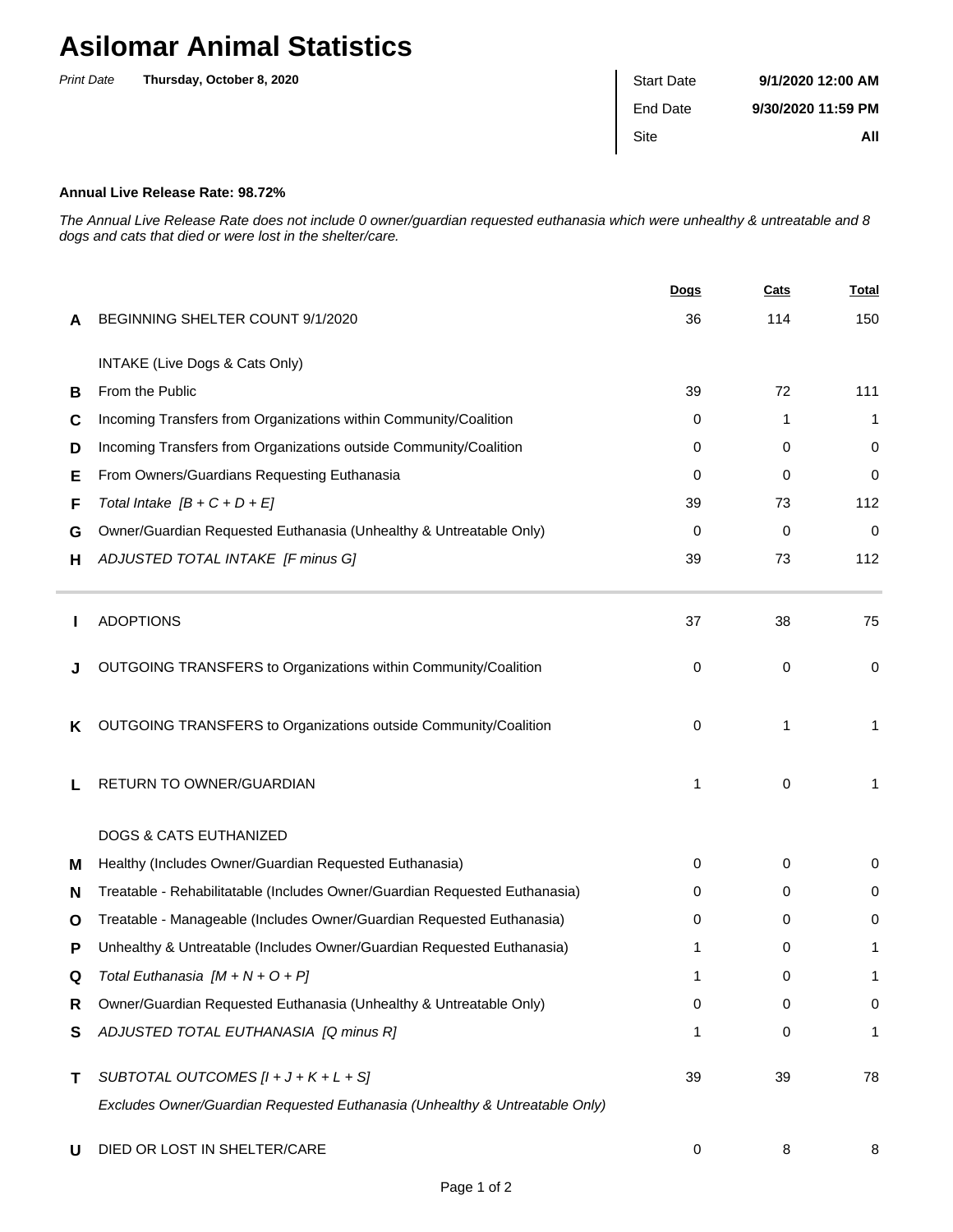# Asilomar Animal Statistics

*Print Date* **Thursday, October 8, 2020**

| | |
|---|---|
| Start Date | **9/1/2020 12:00 AM** |
| End Date | **9/30/2020 11:59 PM** |
| Site | **All** |

**Annual Live Release Rate: 98.72%**

*The Annual Live Release Rate does not include 0 owner/guardian requested euthanasia which were unhealthy & untreatable and 8 dogs and cats that died or were lost in the shelter/care.*

| | | Dogs | Cats | Total |
|---|---|---|---|---|
| **A** | BEGINNING SHELTER COUNT 9/1/2020 | 36 | 114 | 150 |
| | INTAKE (Live Dogs & Cats Only) | | | |
| **B** | From the Public | 39 | 72 | 111 |
| **C** | Incoming Transfers from Organizations within Community/Coalition | 0 | 1 | 1 |
| **D** | Incoming Transfers from Organizations outside Community/Coalition | 0 | 0 | 0 |
| **E** | From Owners/Guardians Requesting Euthanasia | 0 | 0 | 0 |
| **F** | *Total Intake [B + C + D + E]* | 39 | 73 | 112 |
| **G** | Owner/Guardian Requested Euthanasia (Unhealthy & Untreatable Only) | 0 | 0 | 0 |
| **H** | *ADJUSTED TOTAL INTAKE [F minus G]* | 39 | 73 | 112 |
| **I** | ADOPTIONS | 37 | 38 | 75 |
| **J** | OUTGOING TRANSFERS to Organizations within Community/Coalition | 0 | 0 | 0 |
| **K** | OUTGOING TRANSFERS to Organizations outside Community/Coalition | 0 | 1 | 1 |
| **L** | RETURN TO OWNER/GUARDIAN | 1 | 0 | 1 |
| | DOGS & CATS EUTHANIZED | | | |
| **M** | Healthy (Includes Owner/Guardian Requested Euthanasia) | 0 | 0 | 0 |
| **N** | Treatable - Rehabilitatable (Includes Owner/Guardian Requested Euthanasia) | 0 | 0 | 0 |
| **O** | Treatable - Manageable (Includes Owner/Guardian Requested Euthanasia) | 0 | 0 | 0 |
| **P** | Unhealthy & Untreatable (Includes Owner/Guardian Requested Euthanasia) | 1 | 0 | 1 |
| **Q** | *Total Euthanasia [M + N + O + P]* | 1 | 0 | 1 |
| **R** | Owner/Guardian Requested Euthanasia (Unhealthy & Untreatable Only) | 0 | 0 | 0 |
| **S** | *ADJUSTED TOTAL EUTHANASIA [Q minus R]* | 1 | 0 | 1 |
| **T** | *SUBTOTAL OUTCOMES [I + J + K + L + S]* <br> *Excludes Owner/Guardian Requested Euthanasia (Unhealthy & Untreatable Only)* | 39 | 39 | 78 |
| **U** | DIED OR LOST IN SHELTER/CARE | 0 | 8 | 8 |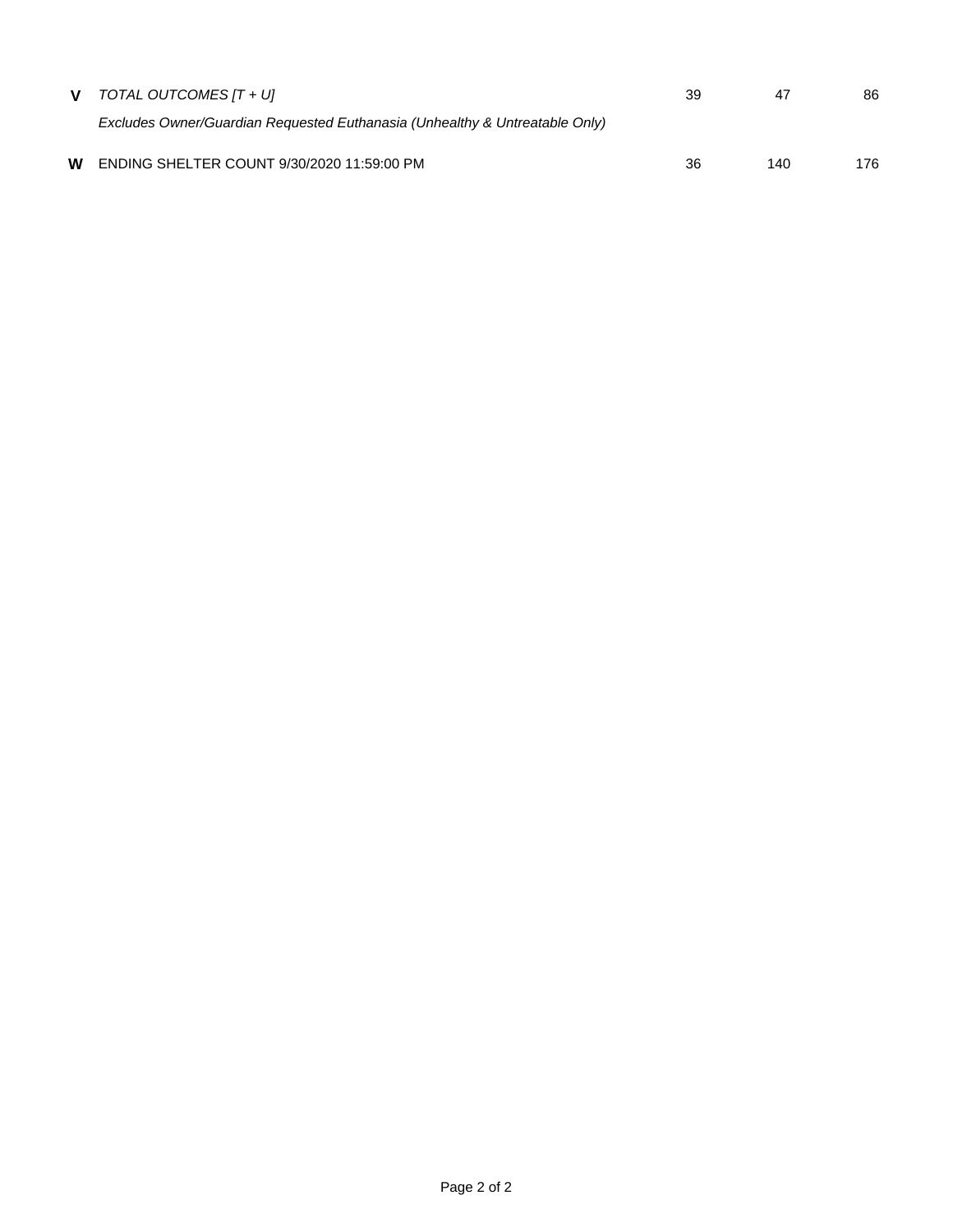| | | | | |
|---|---|---|---|---|
| **V** | *TOTAL OUTCOMES [T + U]* | 39 | 47 | 86 |
| | *Excludes Owner/Guardian Requested Euthanasia (Unhealthy & Untreatable Only)* | | | |
| **W** | ENDING SHELTER COUNT 9/30/2020 11:59:00 PM | 36 | 140 | 176 |